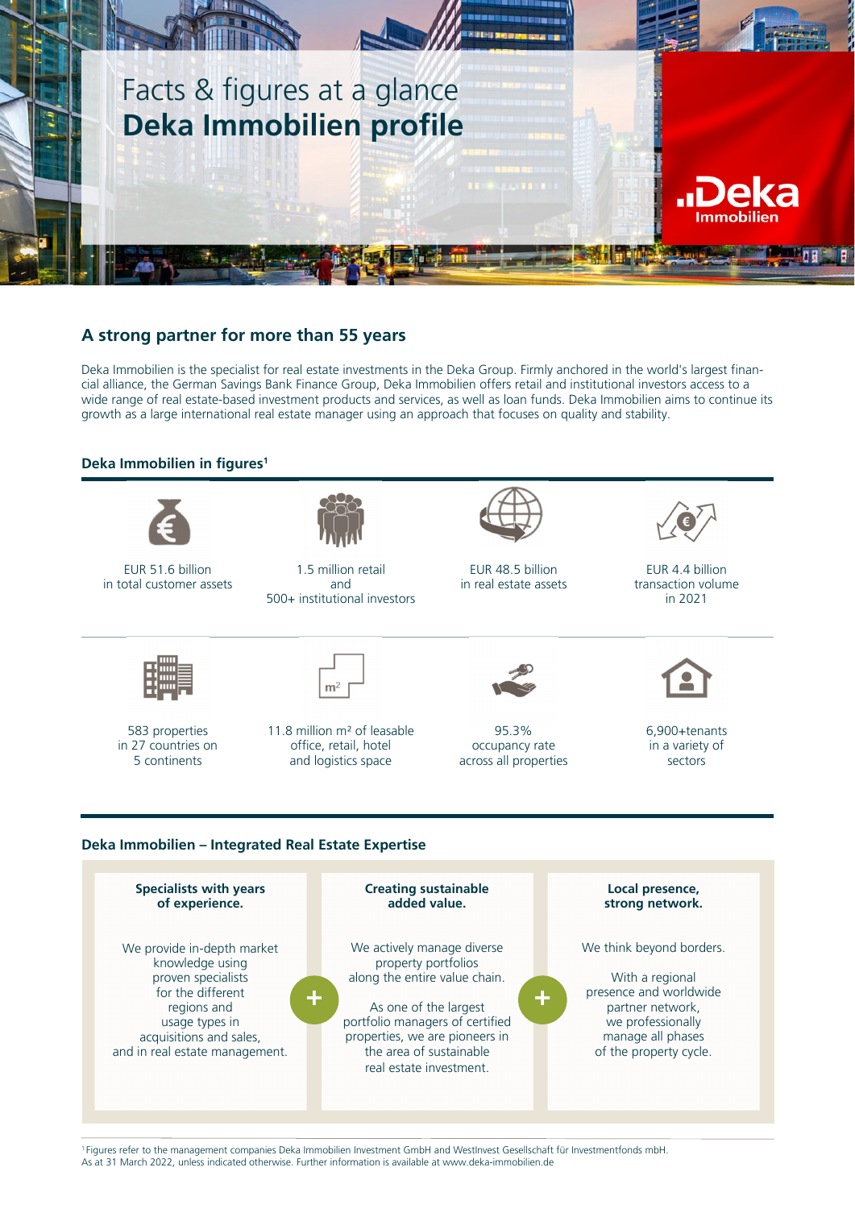# Facts & figures at a glance
# **Deka Immobilien profile**

Deka Immobilien

## A strong partner for more than 55 years

Deka Immobilien is the specialist for real estate investments in the Deka Group. Firmly anchored in the world's largest financial alliance, the German Savings Bank Finance Group, Deka Immobilien offers retail and institutional investors access to a wide range of real estate-based investment products and services, as well as loan funds. Deka Immobilien aims to continue its growth as a large international real estate manager using an approach that focuses on quality and stability.

### Deka Immobilien in figures[1]

- EUR 51.6 billion in total customer assets
- 1.5 million retail and 500+ institutional investors
- EUR 48.5 billion in real estate assets
- EUR 4.4 billion transaction volume in 2021
- 583 properties in 27 countries on 5 continents
- 11.8 million m² of leasable office, retail, hotel and logistics space
- 95.3% occupancy rate across all properties
- 6,900+tenants in a variety of sectors

### Deka Immobilien – Integrated Real Estate Expertise

**Specialists with years of experience.**

We provide in-depth market knowledge using proven specialists for the different regions and usage types in acquisitions and sales, and in real estate management.

\+

**Creating sustainable added value.**

We actively manage diverse property portfolios along the entire value chain.

As one of the largest portfolio managers of certified properties, we are pioneers in the area of sustainable real estate investment.

\+

**Local presence, strong network.**

We think beyond borders.

With a regional presence and worldwide partner network, we professionally manage all phases of the property cycle.

[1] Figures refer to the management companies Deka Immobilien Investment GmbH and WestInvest Gesellschaft für Investmentfonds mbH. As at 31 March 2022, unless indicated otherwise. Further information is available at www.deka-immobilien.de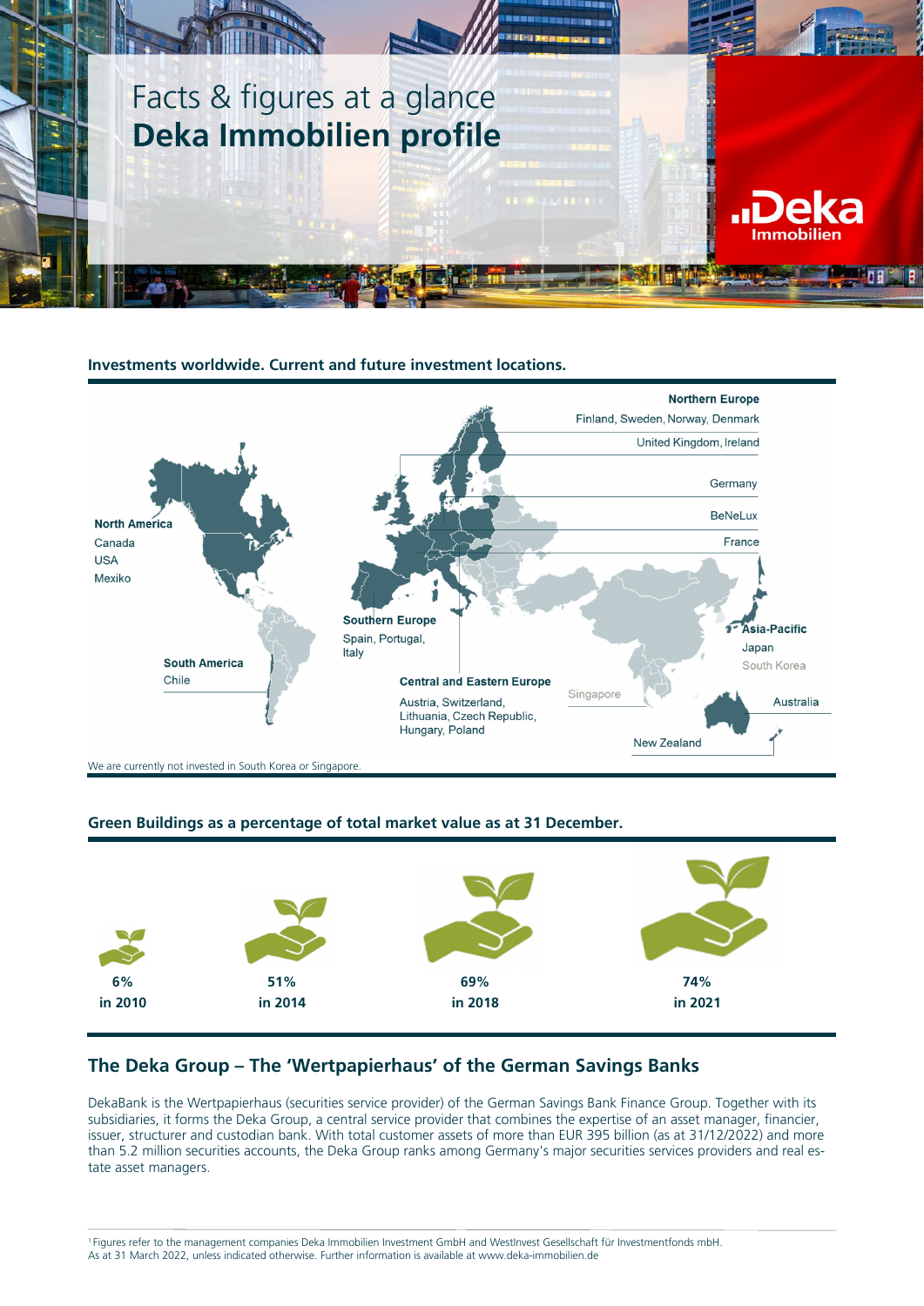# Facts & figures at a glance
# **Deka Immobilien profile**

Deka Immobilien

## Investments worldwide. Current and future investment locations.

**Northern Europe**
Finland, Sweden, Norway, Denmark

United Kingdom, Ireland

Germany

BeNeLux

France

**North America**
Canada
USA
Mexiko

**Southern Europe**
Spain, Portugal,
Italy

**Asia-Pacific**
Japan
South Korea

**South America**
Chile

**Central and Eastern Europe**
Austria, Switzerland,
Lithuania, Czech Republic,
Hungary, Poland

Singapore

Australia

New Zealand

We are currently not invested in South Korea or Singapore.

## Green Buildings as a percentage of total market value as at 31 December.

**6%**
**in 2010**

**51%**
**in 2014**

**69%**
**in 2018**

**74%**
**in 2021**

## The Deka Group – The 'Wertpapierhaus' of the German Savings Banks

DekaBank is the Wertpapierhaus (securities service provider) of the German Savings Bank Finance Group. Together with its subsidiaries, it forms the Deka Group, a central service provider that combines the expertise of an asset manager, financier, issuer, structurer and custodian bank. With total customer assets of more than EUR 395 billion (as at 31/12/2022) and more than 5.2 million securities accounts, the Deka Group ranks among Germany's major securities services providers and real estate asset managers.

[1] Figures refer to the management companies Deka Immobilien Investment GmbH and WestInvest Gesellschaft für Investmentfonds mbH.
As at 31 March 2022, unless indicated otherwise. Further information is available at www.deka-immobilien.de